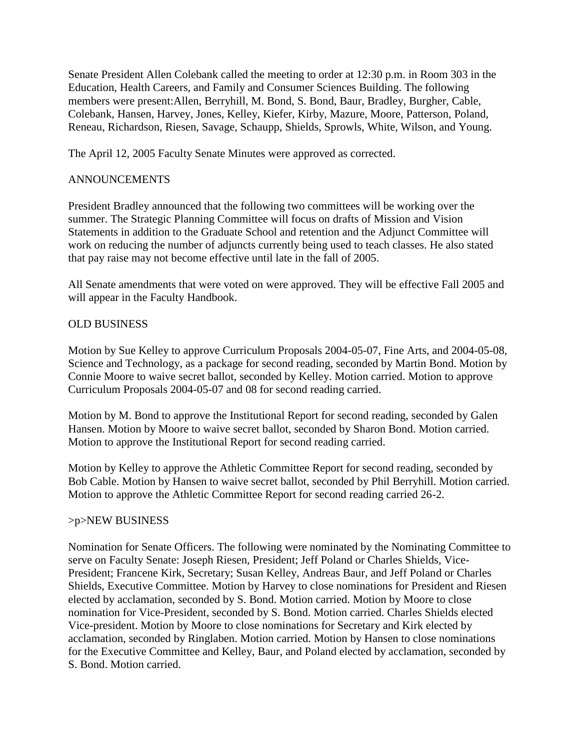Senate President Allen Colebank called the meeting to order at 12:30 p.m. in Room 303 in the Education, Health Careers, and Family and Consumer Sciences Building. The following members were present:Allen, Berryhill, M. Bond, S. Bond, Baur, Bradley, Burgher, Cable, Colebank, Hansen, Harvey, Jones, Kelley, Kiefer, Kirby, Mazure, Moore, Patterson, Poland, Reneau, Richardson, Riesen, Savage, Schaupp, Shields, Sprowls, White, Wilson, and Young.

The April 12, 2005 Faculty Senate Minutes were approved as corrected.

## ANNOUNCEMENTS

President Bradley announced that the following two committees will be working over the summer. The Strategic Planning Committee will focus on drafts of Mission and Vision Statements in addition to the Graduate School and retention and the Adjunct Committee will work on reducing the number of adjuncts currently being used to teach classes. He also stated that pay raise may not become effective until late in the fall of 2005.

All Senate amendments that were voted on were approved. They will be effective Fall 2005 and will appear in the Faculty Handbook.

## OLD BUSINESS

Motion by Sue Kelley to approve Curriculum Proposals 2004-05-07, Fine Arts, and 2004-05-08, Science and Technology, as a package for second reading, seconded by Martin Bond. Motion by Connie Moore to waive secret ballot, seconded by Kelley. Motion carried. Motion to approve Curriculum Proposals 2004-05-07 and 08 for second reading carried.

Motion by M. Bond to approve the Institutional Report for second reading, seconded by Galen Hansen. Motion by Moore to waive secret ballot, seconded by Sharon Bond. Motion carried. Motion to approve the Institutional Report for second reading carried.

Motion by Kelley to approve the Athletic Committee Report for second reading, seconded by Bob Cable. Motion by Hansen to waive secret ballot, seconded by Phil Berryhill. Motion carried. Motion to approve the Athletic Committee Report for second reading carried 26-2.

## >p>NEW BUSINESS

Nomination for Senate Officers. The following were nominated by the Nominating Committee to serve on Faculty Senate: Joseph Riesen, President; Jeff Poland or Charles Shields, Vice-President; Francene Kirk, Secretary; Susan Kelley, Andreas Baur, and Jeff Poland or Charles Shields, Executive Committee. Motion by Harvey to close nominations for President and Riesen elected by acclamation, seconded by S. Bond. Motion carried. Motion by Moore to close nomination for Vice-President, seconded by S. Bond. Motion carried. Charles Shields elected Vice-president. Motion by Moore to close nominations for Secretary and Kirk elected by acclamation, seconded by Ringlaben. Motion carried. Motion by Hansen to close nominations for the Executive Committee and Kelley, Baur, and Poland elected by acclamation, seconded by S. Bond. Motion carried.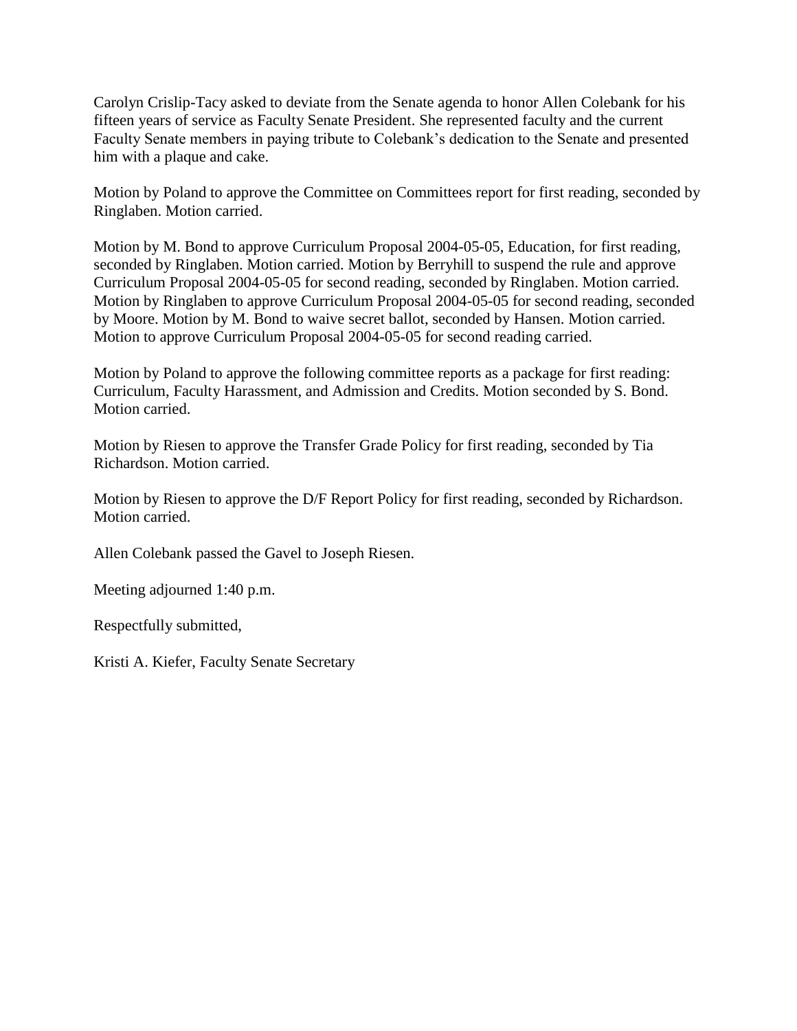Carolyn Crislip-Tacy asked to deviate from the Senate agenda to honor Allen Colebank for his fifteen years of service as Faculty Senate President. She represented faculty and the current Faculty Senate members in paying tribute to Colebank's dedication to the Senate and presented him with a plaque and cake.

Motion by Poland to approve the Committee on Committees report for first reading, seconded by Ringlaben. Motion carried.

Motion by M. Bond to approve Curriculum Proposal 2004-05-05, Education, for first reading, seconded by Ringlaben. Motion carried. Motion by Berryhill to suspend the rule and approve Curriculum Proposal 2004-05-05 for second reading, seconded by Ringlaben. Motion carried. Motion by Ringlaben to approve Curriculum Proposal 2004-05-05 for second reading, seconded by Moore. Motion by M. Bond to waive secret ballot, seconded by Hansen. Motion carried. Motion to approve Curriculum Proposal 2004-05-05 for second reading carried.

Motion by Poland to approve the following committee reports as a package for first reading: Curriculum, Faculty Harassment, and Admission and Credits. Motion seconded by S. Bond. Motion carried.

Motion by Riesen to approve the Transfer Grade Policy for first reading, seconded by Tia Richardson. Motion carried.

Motion by Riesen to approve the D/F Report Policy for first reading, seconded by Richardson. Motion carried.

Allen Colebank passed the Gavel to Joseph Riesen.

Meeting adjourned 1:40 p.m.

Respectfully submitted,

Kristi A. Kiefer, Faculty Senate Secretary